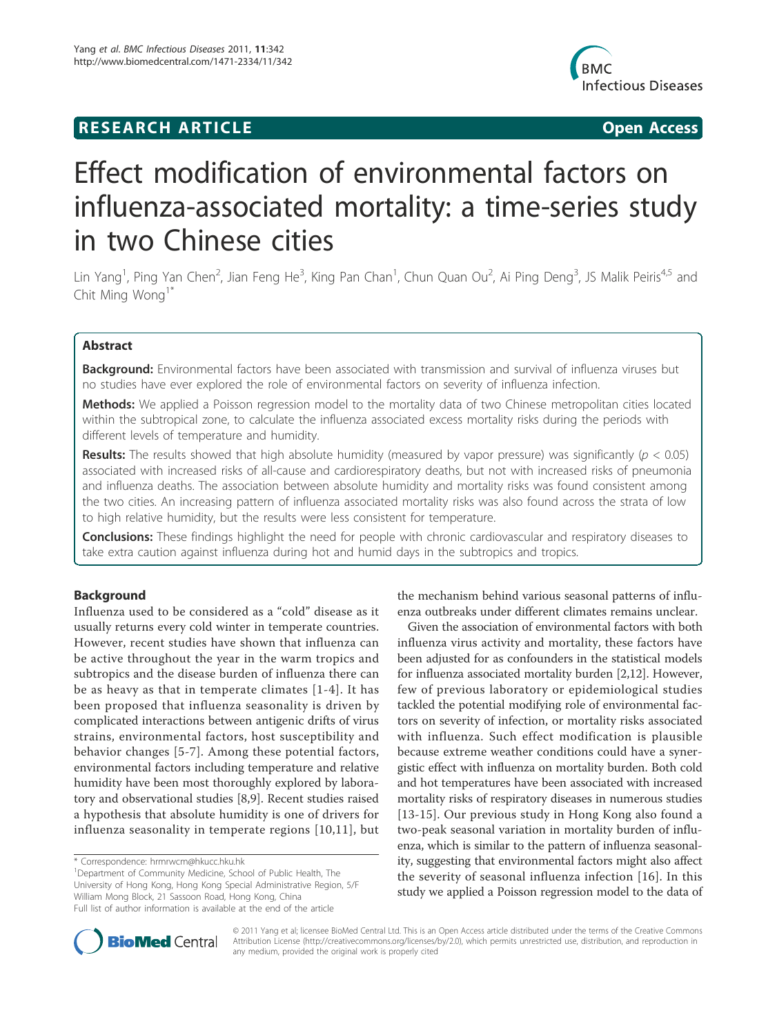# RESEARCH ARTICLE

**Open Access**

# Effect modification of environmental factors on influenza-associated mortality: a time-series study in two Chinese cities

Lin Yang[1], Ping Yan Chen[2], Jian Feng He[3], King Pan Chan[1], Chun Quan Ou[2], Ai Ping Deng[3], JS Malik Peiris[4,5] and Chit Ming Wong[1*]

## Abstract

**Background:** Environmental factors have been associated with transmission and survival of influenza viruses but no studies have ever explored the role of environmental factors on severity of influenza infection.

**Methods:** We applied a Poisson regression model to the mortality data of two Chinese metropolitan cities located within the subtropical zone, to calculate the influenza associated excess mortality risks during the periods with different levels of temperature and humidity.

**Results:** The results showed that high absolute humidity (measured by vapor pressure) was significantly ($p < 0.05$) associated with increased risks of all-cause and cardiorespiratory deaths, but not with increased risks of pneumonia and influenza deaths. The association between absolute humidity and mortality risks was found consistent among the two cities. An increasing pattern of influenza associated mortality risks was also found across the strata of low to high relative humidity, but the results were less consistent for temperature.

**Conclusions:** These findings highlight the need for people with chronic cardiovascular and respiratory diseases to take extra caution against influenza during hot and humid days in the subtropics and tropics.

## Background

Influenza used to be considered as a "cold" disease as it usually returns every cold winter in temperate countries. However, recent studies have shown that influenza can be active throughout the year in the warm tropics and subtropics and the disease burden of influenza there can be as heavy as that in temperate climates [1-4]. It has been proposed that influenza seasonality is driven by complicated interactions between antigenic drifts of virus strains, environmental factors, host susceptibility and behavior changes [5-7]. Among these potential factors, environmental factors including temperature and relative humidity have been most thoroughly explored by laboratory and observational studies [8,9]. Recent studies raised a hypothesis that absolute humidity is one of drivers for influenza seasonality in temperate regions [10,11], but the mechanism behind various seasonal patterns of influenza outbreaks under different climates remains unclear.

Given the association of environmental factors with both influenza virus activity and mortality, these factors have been adjusted for as confounders in the statistical models for influenza associated mortality burden [2,12]. However, few of previous laboratory or epidemiological studies tackled the potential modifying role of environmental factors on severity of infection, or mortality risks associated with influenza. Such effect modification is plausible because extreme weather conditions could have a synergistic effect with influenza on mortality burden. Both cold and hot temperatures have been associated with increased mortality risks of respiratory diseases in numerous studies [13-15]. Our previous study in Hong Kong also found a two-peak seasonal variation in mortality burden of influenza, which is similar to the pattern of influenza seasonality, suggesting that environmental factors might also affect the severity of seasonal influenza infection [16]. In this study we applied a Poisson regression model to the data of

\* Correspondence: hrmrwcm@hkucc.hku.hk

[1]Department of Community Medicine, School of Public Health, The University of Hong Kong, Hong Kong Special Administrative Region, 5/F William Mong Block, 21 Sassoon Road, Hong Kong, China

Full list of author information is available at the end of the article

© 2011 Yang et al; licensee BioMed Central Ltd. This is an Open Access article distributed under the terms of the Creative Commons Attribution License (http://creativecommons.org/licenses/by/2.0), which permits unrestricted use, distribution, and reproduction in any medium, provided the original work is properly cited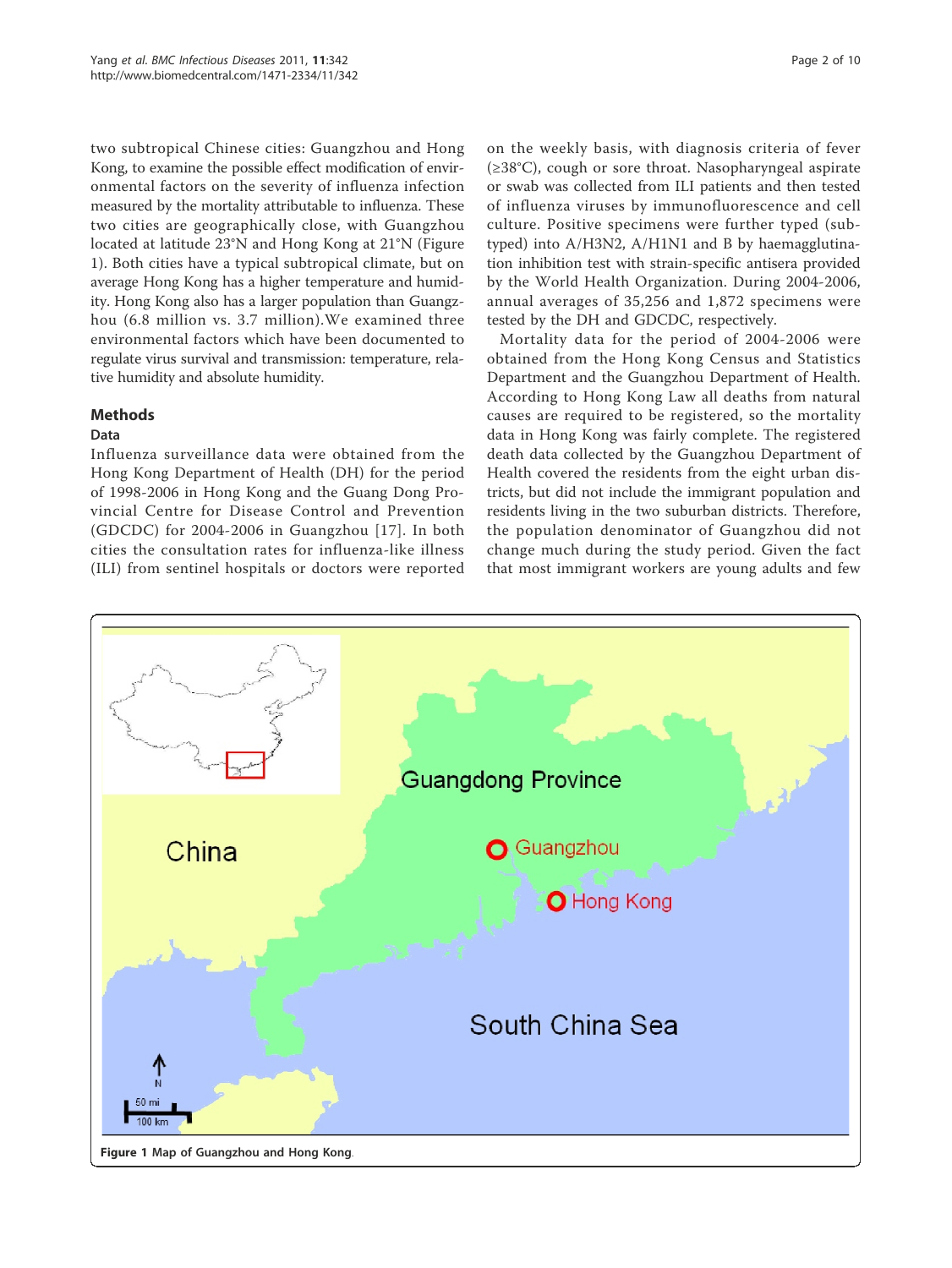two subtropical Chinese cities: Guangzhou and Hong Kong, to examine the possible effect modification of environmental factors on the severity of influenza infection measured by the mortality attributable to influenza. These two cities are geographically close, with Guangzhou located at latitude 23°N and Hong Kong at 21°N (Figure 1). Both cities have a typical subtropical climate, but on average Hong Kong has a higher temperature and humidity. Hong Kong also has a larger population than Guangzhou (6.8 million vs. 3.7 million).We examined three environmental factors which have been documented to regulate virus survival and transmission: temperature, relative humidity and absolute humidity.

## Methods

### Data

Influenza surveillance data were obtained from the Hong Kong Department of Health (DH) for the period of 1998-2006 in Hong Kong and the Guang Dong Provincial Centre for Disease Control and Prevention (GDCDC) for 2004-2006 in Guangzhou [17]. In both cities the consultation rates for influenza-like illness (ILI) from sentinel hospitals or doctors were reported on the weekly basis, with diagnosis criteria of fever (≥38°C), cough or sore throat. Nasopharyngeal aspirate or swab was collected from ILI patients and then tested of influenza viruses by immunofluorescence and cell culture. Positive specimens were further typed (subtyped) into A/H3N2, A/H1N1 and B by haemagglutination inhibition test with strain-specific antisera provided by the World Health Organization. During 2004-2006, annual averages of 35,256 and 1,872 specimens were tested by the DH and GDCDC, respectively.

Mortality data for the period of 2004-2006 were obtained from the Hong Kong Census and Statistics Department and the Guangzhou Department of Health. According to Hong Kong Law all deaths from natural causes are required to be registered, so the mortality data in Hong Kong was fairly complete. The registered death data collected by the Guangzhou Department of Health covered the residents from the eight urban districts, but did not include the immigrant population and residents living in the two suburban districts. Therefore, the population denominator of Guangzhou did not change much during the study period. Given the fact that most immigrant workers are young adults and few

**Figure 1** Map of Guangzhou and Hong Kong.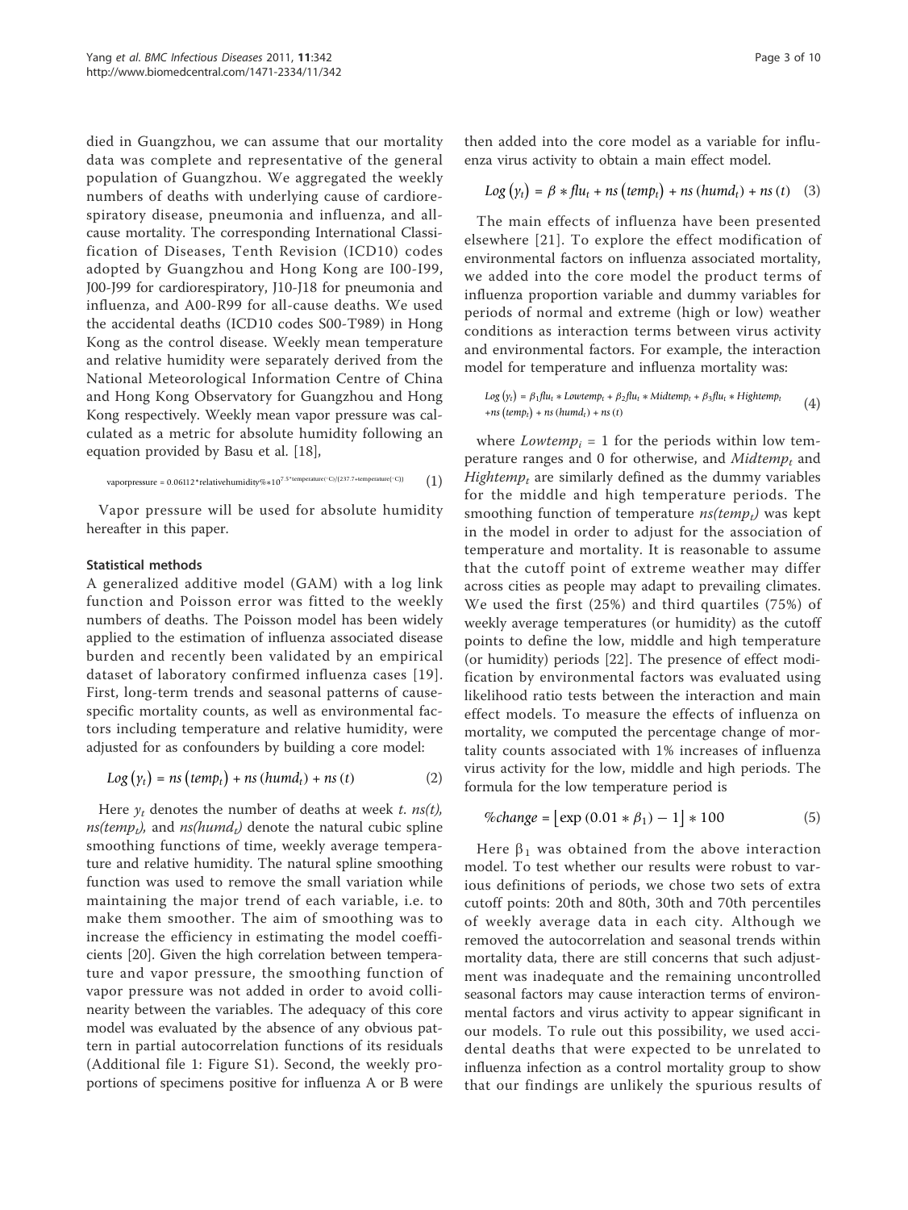died in Guangzhou, we can assume that our mortality data was complete and representative of the general population of Guangzhou. We aggregated the weekly numbers of deaths with underlying cause of cardiorespiratory disease, pneumonia and influenza, and all-cause mortality. The corresponding International Classification of Diseases, Tenth Revision (ICD10) codes adopted by Guangzhou and Hong Kong are I00-I99, J00-J99 for cardiorespiratory, J10-J18 for pneumonia and influenza, and A00-R99 for all-cause deaths. We used the accidental deaths (ICD10 codes S00-T989) in Hong Kong as the control disease. Weekly mean temperature and relative humidity were separately derived from the National Meteorological Information Centre of China and Hong Kong Observatory for Guangzhou and Hong Kong respectively. Weekly mean vapor pressure was calculated as a metric for absolute humidity following an equation provided by Basu et al. [18],

$$\text{vaporpressure} = 0.06112 * \text{relativehumidity}\% * 10^{7.5*\text{temperature}(^{\circ}C)/(237.7+\text{temperature}(^{\circ}C))} \quad (1)$$

Vapor pressure will be used for absolute humidity hereafter in this paper.

### Statistical methods

A generalized additive model (GAM) with a log link function and Poisson error was fitted to the weekly numbers of deaths. The Poisson model has been widely applied to the estimation of influenza associated disease burden and recently been validated by an empirical dataset of laboratory confirmed influenza cases [19]. First, long-term trends and seasonal patterns of cause-specific mortality counts, as well as environmental factors including temperature and relative humidity, were adjusted for as confounders by building a core model:

$$Log(y_t) = ns(temp_t) + ns(humd_t) + ns(t) \quad (2)$$

Here $y_t$ denotes the number of deaths at week $t$. $ns(t)$, $ns(temp_t)$, and $ns(humd_t)$ denote the natural cubic spline smoothing functions of time, weekly average temperature and relative humidity. The natural spline smoothing function was used to remove the small variation while maintaining the major trend of each variable, i.e. to make them smoother. The aim of smoothing was to increase the efficiency in estimating the model coefficients [20]. Given the high correlation between temperature and vapor pressure, the smoothing function of vapor pressure was not added in order to avoid collinearity between the variables. The adequacy of this core model was evaluated by the absence of any obvious pattern in partial autocorrelation functions of its residuals (Additional file 1: Figure S1). Second, the weekly proportions of specimens positive for influenza A or B were then added into the core model as a variable for influenza virus activity to obtain a main effect model.

$$Log(y_t) = \beta * flu_t + ns(temp_t) + ns(humd_t) + ns(t) \quad (3)$$

The main effects of influenza have been presented elsewhere [21]. To explore the effect modification of environmental factors on influenza associated mortality, we added into the core model the product terms of influenza proportion variable and dummy variables for periods of normal and extreme (high or low) weather conditions as interaction terms between virus activity and environmental factors. For example, the interaction model for temperature and influenza mortality was:

$$Log(y_t) = \beta_1 flu_t * Lowtemp_t + \beta_2 flu_t * Midtemp_t + \beta_3 flu_t * Hightemp_t + ns(temp_t) + ns(humd_t) + ns(t) \quad (4)$$

where $Lowtemp_i = 1$ for the periods within low temperature ranges and 0 for otherwise, and $Midtemp_t$ and $Hightemp_t$ are similarly defined as the dummy variables for the middle and high temperature periods. The smoothing function of temperature $ns(temp_t)$ was kept in the model in order to adjust for the association of temperature and mortality. It is reasonable to assume that the cutoff point of extreme weather may differ across cities as people may adapt to prevailing climates. We used the first (25%) and third quartiles (75%) of weekly average temperatures (or humidity) as the cutoff points to define the low, middle and high temperature (or humidity) periods [22]. The presence of effect modification by environmental factors was evaluated using likelihood ratio tests between the interaction and main effect models. To measure the effects of influenza on mortality, we computed the percentage change of mortality counts associated with 1% increases of influenza virus activity for the low, middle and high periods. The formula for the low temperature period is

$$\%change = \lfloor \exp(0.01 * \beta_1) - 1 \rfloor * 100 \quad (5)$$

Here $\beta_1$ was obtained from the above interaction model. To test whether our results were robust to various definitions of periods, we chose two sets of extra cutoff points: 20th and 80th, 30th and 70th percentiles of weekly average data in each city. Although we removed the autocorrelation and seasonal trends within mortality data, there are still concerns that such adjustment was inadequate and the remaining uncontrolled seasonal factors may cause interaction terms of environmental factors and virus activity to appear significant in our models. To rule out this possibility, we used accidental deaths that were expected to be unrelated to influenza infection as a control mortality group to show that our findings are unlikely the spurious results of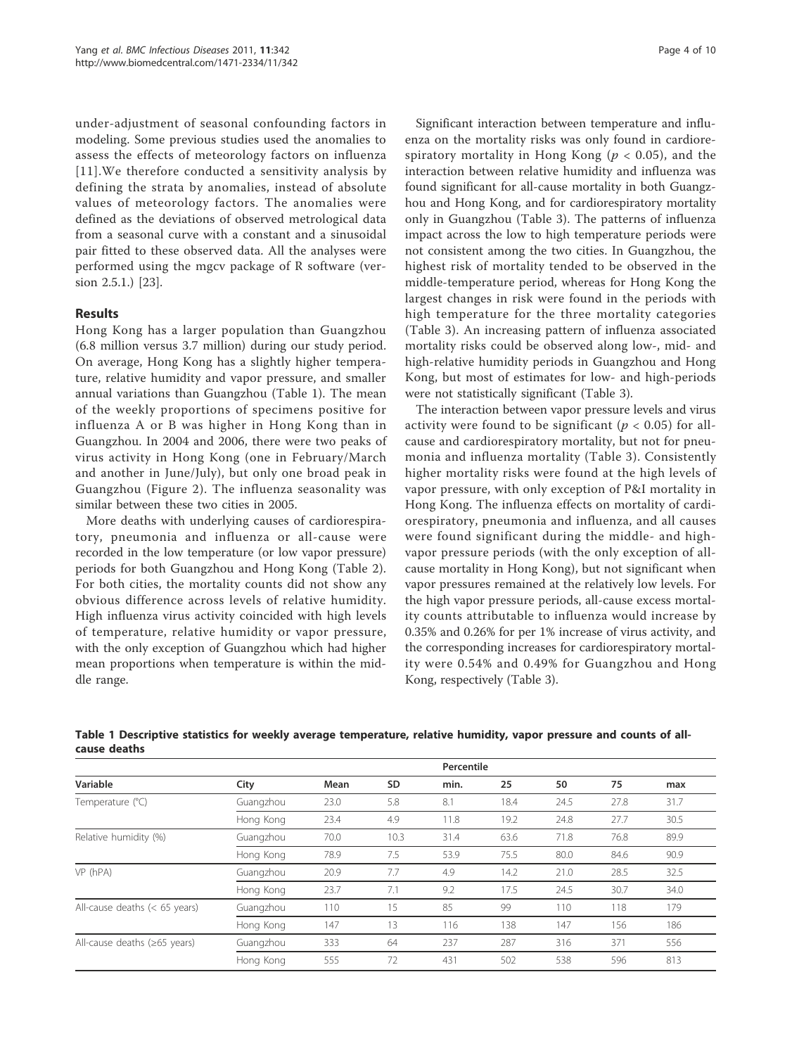under-adjustment of seasonal confounding factors in modeling. Some previous studies used the anomalies to assess the effects of meteorology factors on influenza [11].We therefore conducted a sensitivity analysis by defining the strata by anomalies, instead of absolute values of meteorology factors. The anomalies were defined as the deviations of observed metrological data from a seasonal curve with a constant and a sinusoidal pair fitted to these observed data. All the analyses were performed using the mgcv package of R software (version 2.5.1.) [23].

## Results

Hong Kong has a larger population than Guangzhou (6.8 million versus 3.7 million) during our study period. On average, Hong Kong has a slightly higher temperature, relative humidity and vapor pressure, and smaller annual variations than Guangzhou (Table 1). The mean of the weekly proportions of specimens positive for influenza A or B was higher in Hong Kong than in Guangzhou. In 2004 and 2006, there were two peaks of virus activity in Hong Kong (one in February/March and another in June/July), but only one broad peak in Guangzhou (Figure 2). The influenza seasonality was similar between these two cities in 2005.

More deaths with underlying causes of cardiorespiratory, pneumonia and influenza or all-cause were recorded in the low temperature (or low vapor pressure) periods for both Guangzhou and Hong Kong (Table 2). For both cities, the mortality counts did not show any obvious difference across levels of relative humidity. High influenza virus activity coincided with high levels of temperature, relative humidity or vapor pressure, with the only exception of Guangzhou which had higher mean proportions when temperature is within the middle range.

Significant interaction between temperature and influenza on the mortality risks was only found in cardiorespiratory mortality in Hong Kong ($p < 0.05$), and the interaction between relative humidity and influenza was found significant for all-cause mortality in both Guangzhou and Hong Kong, and for cardiorespiratory mortality only in Guangzhou (Table 3). The patterns of influenza impact across the low to high temperature periods were not consistent among the two cities. In Guangzhou, the highest risk of mortality tended to be observed in the middle-temperature period, whereas for Hong Kong the largest changes in risk were found in the periods with high temperature for the three mortality categories (Table 3). An increasing pattern of influenza associated mortality risks could be observed along low-, mid- and high-relative humidity periods in Guangzhou and Hong Kong, but most of estimates for low- and high-periods were not statistically significant (Table 3).

The interaction between vapor pressure levels and virus activity were found to be significant ($p < 0.05$) for all-cause and cardiorespiratory mortality, but not for pneumonia and influenza mortality (Table 3). Consistently higher mortality risks were found at the high levels of vapor pressure, with only exception of P&I mortality in Hong Kong. The influenza effects on mortality of cardiorespiratory, pneumonia and influenza, and all causes were found significant during the middle- and high-vapor pressure periods (with the only exception of all-cause mortality in Hong Kong), but not significant when vapor pressures remained at the relatively low levels. For the high vapor pressure periods, all-cause excess mortality counts attributable to influenza would increase by 0.35% and 0.26% for per 1% increase of virus activity, and the corresponding increases for cardiorespiratory mortality were 0.54% and 0.49% for Guangzhou and Hong Kong, respectively (Table 3).

**Table 1 Descriptive statistics for weekly average temperature, relative humidity, vapor pressure and counts of all-cause deaths**

| Variable | City | Mean | SD | Percentile | | | | |
|---|---|---|---|---|---|---|---|---|
| | | | | min. | 25 | 50 | 75 | max |
| Temperature (°C) | Guangzhou | 23.0 | 5.8 | 8.1 | 18.4 | 24.5 | 27.8 | 31.7 |
| | Hong Kong | 23.4 | 4.9 | 11.8 | 19.2 | 24.8 | 27.7 | 30.5 |
| Relative humidity (%) | Guangzhou | 70.0 | 10.3 | 31.4 | 63.6 | 71.8 | 76.8 | 89.9 |
| | Hong Kong | 78.9 | 7.5 | 53.9 | 75.5 | 80.0 | 84.6 | 90.9 |
| VP (hPA) | Guangzhou | 20.9 | 7.7 | 4.9 | 14.2 | 21.0 | 28.5 | 32.5 |
| | Hong Kong | 23.7 | 7.1 | 9.2 | 17.5 | 24.5 | 30.7 | 34.0 |
| All-cause deaths (< 65 years) | Guangzhou | 110 | 15 | 85 | 99 | 110 | 118 | 179 |
| | Hong Kong | 147 | 13 | 116 | 138 | 147 | 156 | 186 |
| All-cause deaths (≥65 years) | Guangzhou | 333 | 64 | 237 | 287 | 316 | 371 | 556 |
| | Hong Kong | 555 | 72 | 431 | 502 | 538 | 596 | 813 |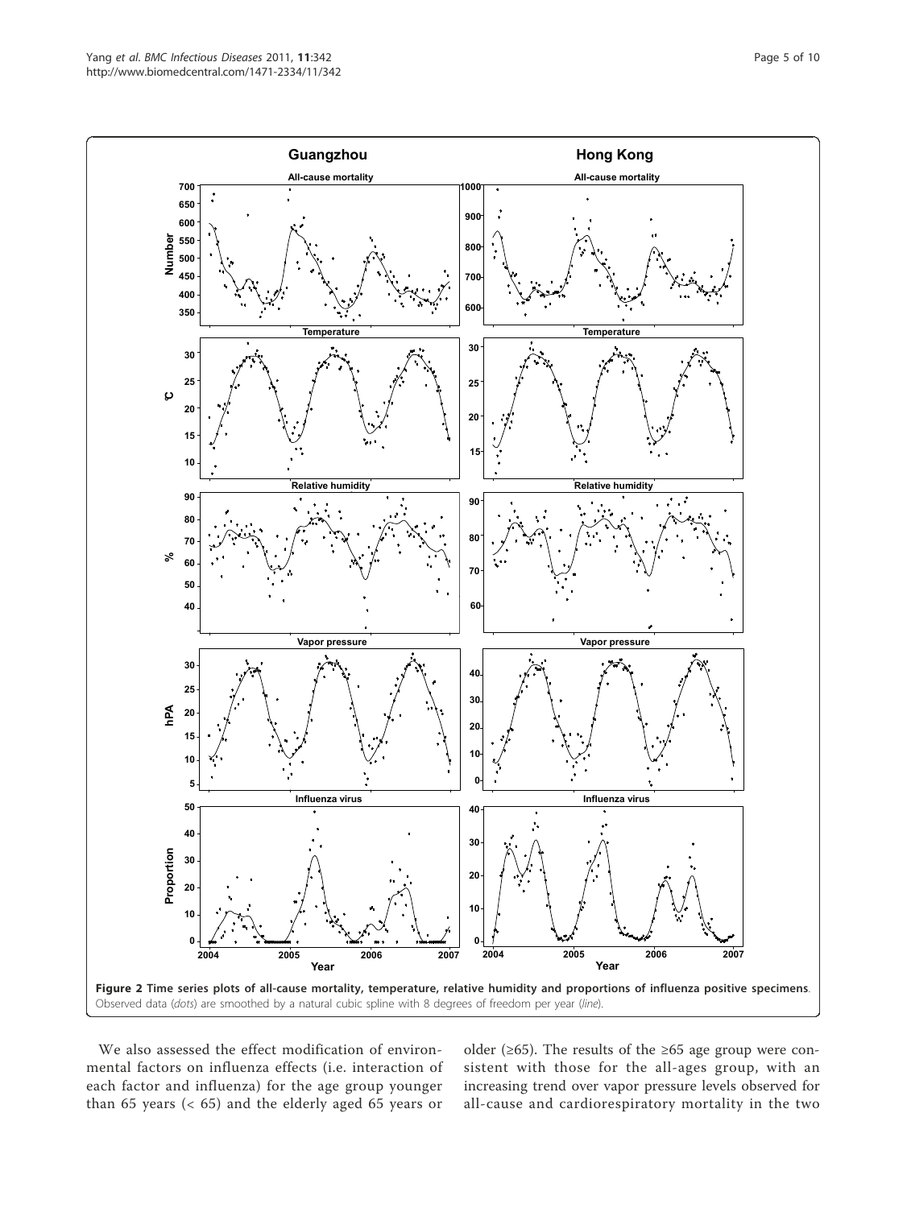**Figure 2 Time series plots of all-cause mortality, temperature, relative humidity and proportions of influenza positive specimens**. Observed data (*dots*) are smoothed by a natural cubic spline with 8 degrees of freedom per year (*line*).

We also assessed the effect modification of environmental factors on influenza effects (i.e. interaction of each factor and influenza) for the age group younger than 65 years (< 65) and the elderly aged 65 years or older (≥65). The results of the ≥65 age group were consistent with those for the all-ages group, with an increasing trend over vapor pressure levels observed for all-cause and cardiorespiratory mortality in the two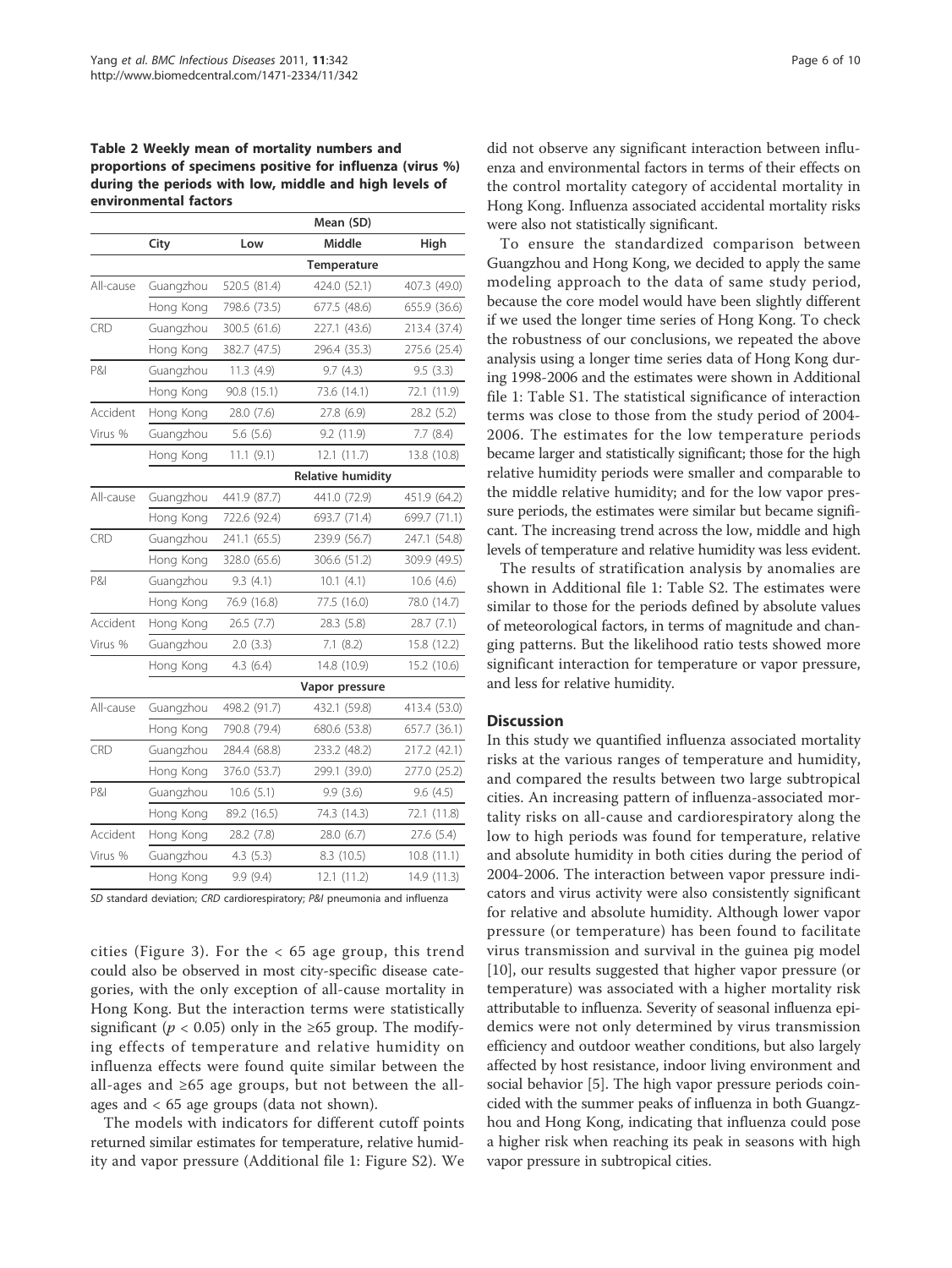**Table 2 Weekly mean of mortality numbers and proportions of specimens positive for influenza (virus %) during the periods with low, middle and high levels of environmental factors**

| | City | Low | Middle | High |
|---|---|---|---|---|
| | | | **Mean (SD)** | |
| | | | **Temperature** | |
| All-cause | Guangzhou | 520.5 (81.4) | 424.0 (52.1) | 407.3 (49.0) |
| | Hong Kong | 798.6 (73.5) | 677.5 (48.6) | 655.9 (36.6) |
| CRD | Guangzhou | 300.5 (61.6) | 227.1 (43.6) | 213.4 (37.4) |
| | Hong Kong | 382.7 (47.5) | 296.4 (35.3) | 275.6 (25.4) |
| P&I | Guangzhou | 11.3 (4.9) | 9.7 (4.3) | 9.5 (3.3) |
| | Hong Kong | 90.8 (15.1) | 73.6 (14.1) | 72.1 (11.9) |
| Accident | Hong Kong | 28.0 (7.6) | 27.8 (6.9) | 28.2 (5.2) |
| Virus % | Guangzhou | 5.6 (5.6) | 9.2 (11.9) | 7.7 (8.4) |
| | Hong Kong | 11.1 (9.1) | 12.1 (11.7) | 13.8 (10.8) |
| | | | **Relative humidity** | |
| All-cause | Guangzhou | 441.9 (87.7) | 441.0 (72.9) | 451.9 (64.2) |
| | Hong Kong | 722.6 (92.4) | 693.7 (71.4) | 699.7 (71.1) |
| CRD | Guangzhou | 241.1 (65.5) | 239.9 (56.7) | 247.1 (54.8) |
| | Hong Kong | 328.0 (65.6) | 306.6 (51.2) | 309.9 (49.5) |
| P&I | Guangzhou | 9.3 (4.1) | 10.1 (4.1) | 10.6 (4.6) |
| | Hong Kong | 76.9 (16.8) | 77.5 (16.0) | 78.0 (14.7) |
| Accident | Hong Kong | 26.5 (7.7) | 28.3 (5.8) | 28.7 (7.1) |
| Virus % | Guangzhou | 2.0 (3.3) | 7.1 (8.2) | 15.8 (12.2) |
| | Hong Kong | 4.3 (6.4) | 14.8 (10.9) | 15.2 (10.6) |
| | | | **Vapor pressure** | |
| All-cause | Guangzhou | 498.2 (91.7) | 432.1 (59.8) | 413.4 (53.0) |
| | Hong Kong | 790.8 (79.4) | 680.6 (53.8) | 657.7 (36.1) |
| CRD | Guangzhou | 284.4 (68.8) | 233.2 (48.2) | 217.2 (42.1) |
| | Hong Kong | 376.0 (53.7) | 299.1 (39.0) | 277.0 (25.2) |
| P&I | Guangzhou | 10.6 (5.1) | 9.9 (3.6) | 9.6 (4.5) |
| | Hong Kong | 89.2 (16.5) | 74.3 (14.3) | 72.1 (11.8) |
| Accident | Hong Kong | 28.2 (7.8) | 28.0 (6.7) | 27.6 (5.4) |
| Virus % | Guangzhou | 4.3 (5.3) | 8.3 (10.5) | 10.8 (11.1) |
| | Hong Kong | 9.9 (9.4) | 12.1 (11.2) | 14.9 (11.3) |

*SD* standard deviation; *CRD* cardiorespiratory; *P&I* pneumonia and influenza

cities (Figure 3). For the < 65 age group, this trend could also be observed in most city-specific disease categories, with the only exception of all-cause mortality in Hong Kong. But the interaction terms were statistically significant ($p < 0.05$) only in the ≥65 group. The modifying effects of temperature and relative humidity on influenza effects were found quite similar between the all-ages and ≥65 age groups, but not between the all-ages and < 65 age groups (data not shown).

The models with indicators for different cutoff points returned similar estimates for temperature, relative humidity and vapor pressure (Additional file 1: Figure S2). We did not observe any significant interaction between influenza and environmental factors in terms of their effects on the control mortality category of accidental mortality in Hong Kong. Influenza associated accidental mortality risks were also not statistically significant.

To ensure the standardized comparison between Guangzhou and Hong Kong, we decided to apply the same modeling approach to the data of same study period, because the core model would have been slightly different if we used the longer time series of Hong Kong. To check the robustness of our conclusions, we repeated the above analysis using a longer time series data of Hong Kong during 1998-2006 and the estimates were shown in Additional file 1: Table S1. The statistical significance of interaction terms was close to those from the study period of 2004-2006. The estimates for the low temperature periods became larger and statistically significant; those for the high relative humidity periods were smaller and comparable to the middle relative humidity; and for the low vapor pressure periods, the estimates were similar but became significant. The increasing trend across the low, middle and high levels of temperature and relative humidity was less evident.

The results of stratification analysis by anomalies are shown in Additional file 1: Table S2. The estimates were similar to those for the periods defined by absolute values of meteorological factors, in terms of magnitude and changing patterns. But the likelihood ratio tests showed more significant interaction for temperature or vapor pressure, and less for relative humidity.

## Discussion

In this study we quantified influenza associated mortality risks at the various ranges of temperature and humidity, and compared the results between two large subtropical cities. An increasing pattern of influenza-associated mortality risks on all-cause and cardiorespiratory along the low to high periods was found for temperature, relative and absolute humidity in both cities during the period of 2004-2006. The interaction between vapor pressure indicators and virus activity were also consistently significant for relative and absolute humidity. Although lower vapor pressure (or temperature) has been found to facilitate virus transmission and survival in the guinea pig model [10], our results suggested that higher vapor pressure (or temperature) was associated with a higher mortality risk attributable to influenza. Severity of seasonal influenza epidemics were not only determined by virus transmission efficiency and outdoor weather conditions, but also largely affected by host resistance, indoor living environment and social behavior [5]. The high vapor pressure periods coincided with the summer peaks of influenza in both Guangzhou and Hong Kong, indicating that influenza could pose a higher risk when reaching its peak in seasons with high vapor pressure in subtropical cities.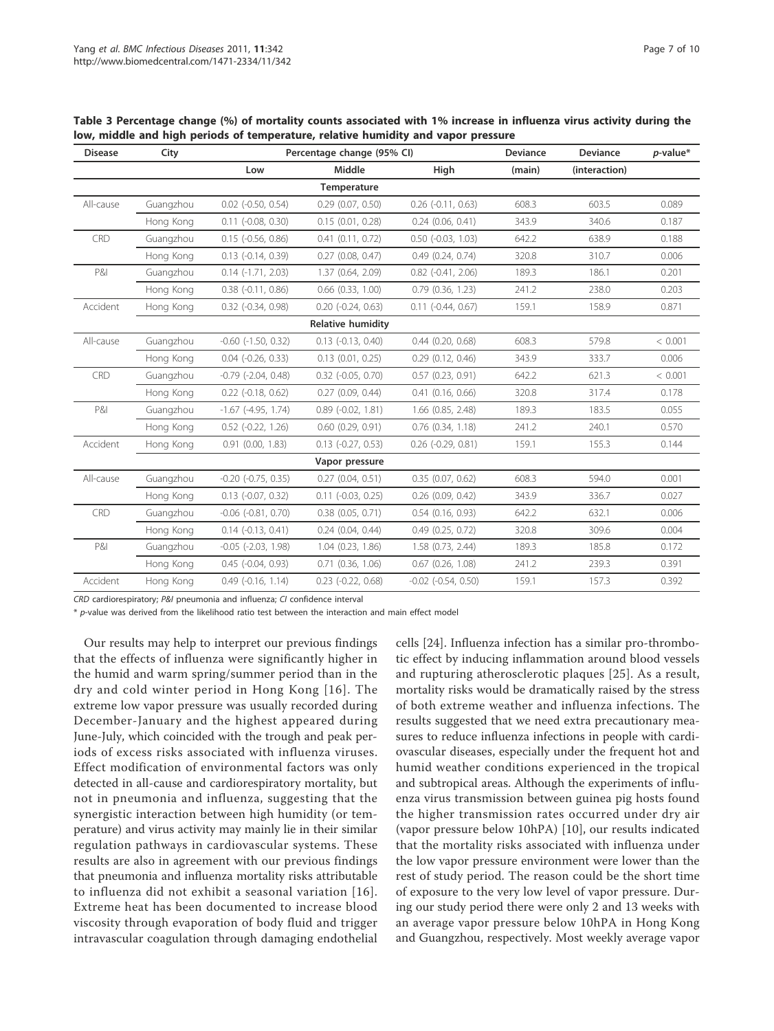**Table 3 Percentage change (%) of mortality counts associated with 1% increase in influenza virus activity during the low, middle and high periods of temperature, relative humidity and vapor pressure**

| Disease | City | Percentage change (95% CI) | | | Deviance | Deviance | *p*-value* |
|---|---|---|---|---|---|---|---|
| | | Low | Middle | High | (main) | (interaction) | |
| | | | **Temperature** | | | | |
| All-cause | Guangzhou | 0.02 (-0.50, 0.54) | 0.29 (0.07, 0.50) | 0.26 (-0.11, 0.63) | 608.3 | 603.5 | 0.089 |
| | Hong Kong | 0.11 (-0.08, 0.30) | 0.15 (0.01, 0.28) | 0.24 (0.06, 0.41) | 343.9 | 340.6 | 0.187 |
| CRD | Guangzhou | 0.15 (-0.56, 0.86) | 0.41 (0.11, 0.72) | 0.50 (-0.03, 1.03) | 642.2 | 638.9 | 0.188 |
| | Hong Kong | 0.13 (-0.14, 0.39) | 0.27 (0.08, 0.47) | 0.49 (0.24, 0.74) | 320.8 | 310.7 | 0.006 |
| P&I | Guangzhou | 0.14 (-1.71, 2.03) | 1.37 (0.64, 2.09) | 0.82 (-0.41, 2.06) | 189.3 | 186.1 | 0.201 |
| | Hong Kong | 0.38 (-0.11, 0.86) | 0.66 (0.33, 1.00) | 0.79 (0.36, 1.23) | 241.2 | 238.0 | 0.203 |
| Accident | Hong Kong | 0.32 (-0.34, 0.98) | 0.20 (-0.24, 0.63) | 0.11 (-0.44, 0.67) | 159.1 | 158.9 | 0.871 |
| | | | **Relative humidity** | | | | |
| All-cause | Guangzhou | -0.60 (-1.50, 0.32) | 0.13 (-0.13, 0.40) | 0.44 (0.20, 0.68) | 608.3 | 579.8 | < 0.001 |
| | Hong Kong | 0.04 (-0.26, 0.33) | 0.13 (0.01, 0.25) | 0.29 (0.12, 0.46) | 343.9 | 333.7 | 0.006 |
| CRD | Guangzhou | -0.79 (-2.04, 0.48) | 0.32 (-0.05, 0.70) | 0.57 (0.23, 0.91) | 642.2 | 621.3 | < 0.001 |
| | Hong Kong | 0.22 (-0.18, 0.62) | 0.27 (0.09, 0.44) | 0.41 (0.16, 0.66) | 320.8 | 317.4 | 0.178 |
| P&I | Guangzhou | -1.67 (-4.95, 1.74) | 0.89 (-0.02, 1.81) | 1.66 (0.85, 2.48) | 189.3 | 183.5 | 0.055 |
| | Hong Kong | 0.52 (-0.22, 1.26) | 0.60 (0.29, 0.91) | 0.76 (0.34, 1.18) | 241.2 | 240.1 | 0.570 |
| Accident | Hong Kong | 0.91 (0.00, 1.83) | 0.13 (-0.27, 0.53) | 0.26 (-0.29, 0.81) | 159.1 | 155.3 | 0.144 |
| | | | **Vapor pressure** | | | | |
| All-cause | Guangzhou | -0.20 (-0.75, 0.35) | 0.27 (0.04, 0.51) | 0.35 (0.07, 0.62) | 608.3 | 594.0 | 0.001 |
| | Hong Kong | 0.13 (-0.07, 0.32) | 0.11 (-0.03, 0.25) | 0.26 (0.09, 0.42) | 343.9 | 336.7 | 0.027 |
| CRD | Guangzhou | -0.06 (-0.81, 0.70) | 0.38 (0.05, 0.71) | 0.54 (0.16, 0.93) | 642.2 | 632.1 | 0.006 |
| | Hong Kong | 0.14 (-0.13, 0.41) | 0.24 (0.04, 0.44) | 0.49 (0.25, 0.72) | 320.8 | 309.6 | 0.004 |
| P&I | Guangzhou | -0.05 (-2.03, 1.98) | 1.04 (0.23, 1.86) | 1.58 (0.73, 2.44) | 189.3 | 185.8 | 0.172 |
| | Hong Kong | 0.45 (-0.04, 0.93) | 0.71 (0.36, 1.06) | 0.67 (0.26, 1.08) | 241.2 | 239.3 | 0.391 |
| Accident | Hong Kong | 0.49 (-0.16, 1.14) | 0.23 (-0.22, 0.68) | -0.02 (-0.54, 0.50) | 159.1 | 157.3 | 0.392 |

*CRD* cardiorespiratory; *P&I* pneumonia and influenza; *CI* confidence interval

\* *p*-value was derived from the likelihood ratio test between the interaction and main effect model

Our results may help to interpret our previous findings that the effects of influenza were significantly higher in the humid and warm spring/summer period than in the dry and cold winter period in Hong Kong [16]. The extreme low vapor pressure was usually recorded during December-January and the highest appeared during June-July, which coincided with the trough and peak periods of excess risks associated with influenza viruses. Effect modification of environmental factors was only detected in all-cause and cardiorespiratory mortality, but not in pneumonia and influenza, suggesting that the synergistic interaction between high humidity (or temperature) and virus activity may mainly lie in their similar regulation pathways in cardiovascular systems. These results are also in agreement with our previous findings that pneumonia and influenza mortality risks attributable to influenza did not exhibit a seasonal variation [16]. Extreme heat has been documented to increase blood viscosity through evaporation of body fluid and trigger intravascular coagulation through damaging endothelial cells [24]. Influenza infection has a similar pro-thrombotic effect by inducing inflammation around blood vessels and rupturing atherosclerotic plaques [25]. As a result, mortality risks would be dramatically raised by the stress of both extreme weather and influenza infections. The results suggested that we need extra precautionary measures to reduce influenza infections in people with cardiovascular diseases, especially under the frequent hot and humid weather conditions experienced in the tropical and subtropical areas. Although the experiments of influenza virus transmission between guinea pig hosts found the higher transmission rates occurred under dry air (vapor pressure below 10hPA) [10], our results indicated that the mortality risks associated with influenza under the low vapor pressure environment were lower than the rest of study period. The reason could be the short time of exposure to the very low level of vapor pressure. During our study period there were only 2 and 13 weeks with an average vapor pressure below 10hPA in Hong Kong and Guangzhou, respectively. Most weekly average vapor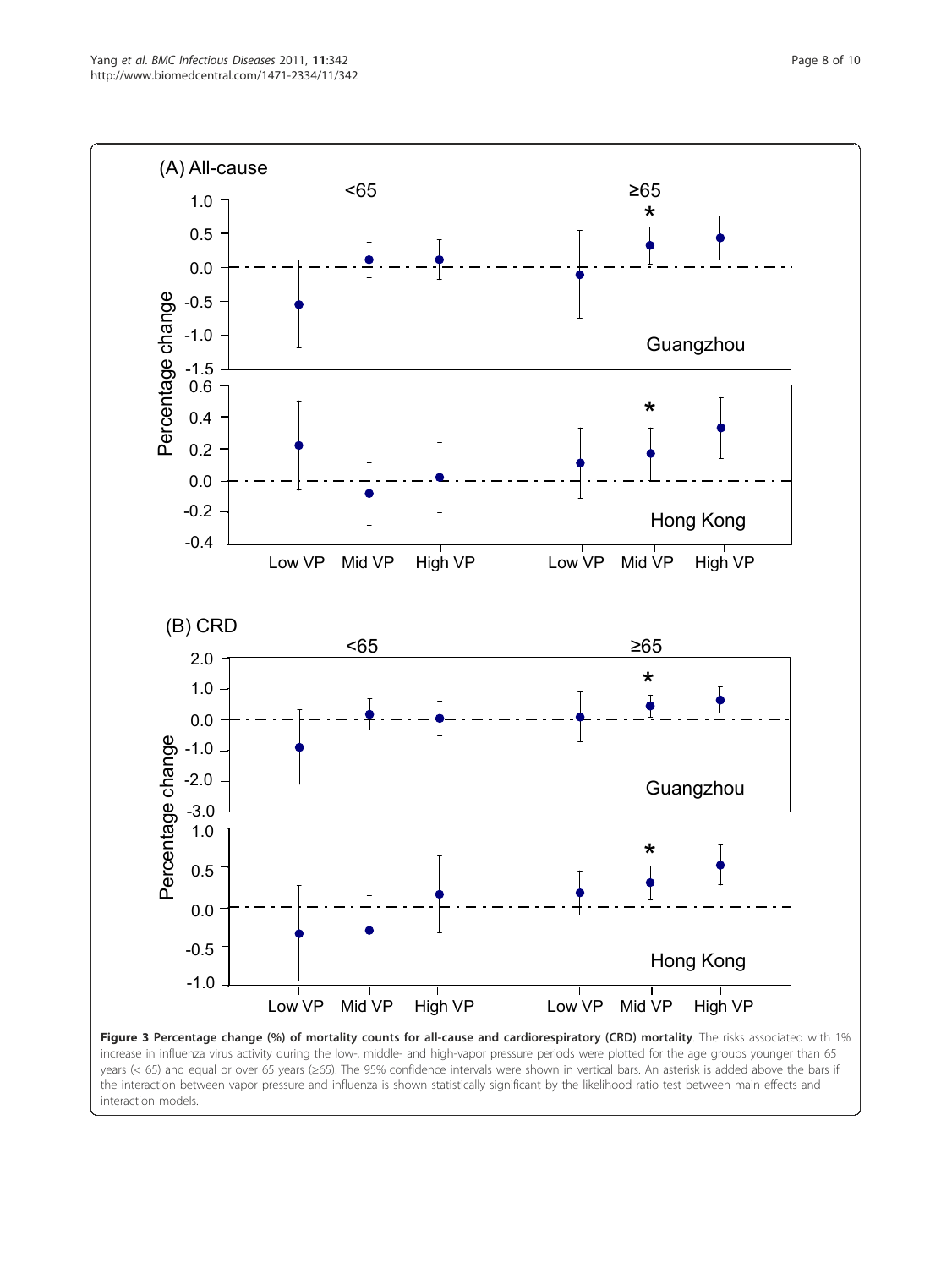**Figure 3 Percentage change (%) of mortality counts for all-cause and cardiorespiratory (CRD) mortality**. The risks associated with 1% increase in influenza virus activity during the low-, middle- and high-vapor pressure periods were plotted for the age groups younger than 65 years (< 65) and equal or over 65 years (≥65). The 95% confidence intervals were shown in vertical bars. An asterisk is added above the bars if the interaction between vapor pressure and influenza is shown statistically significant by the likelihood ratio test between main effects and interaction models.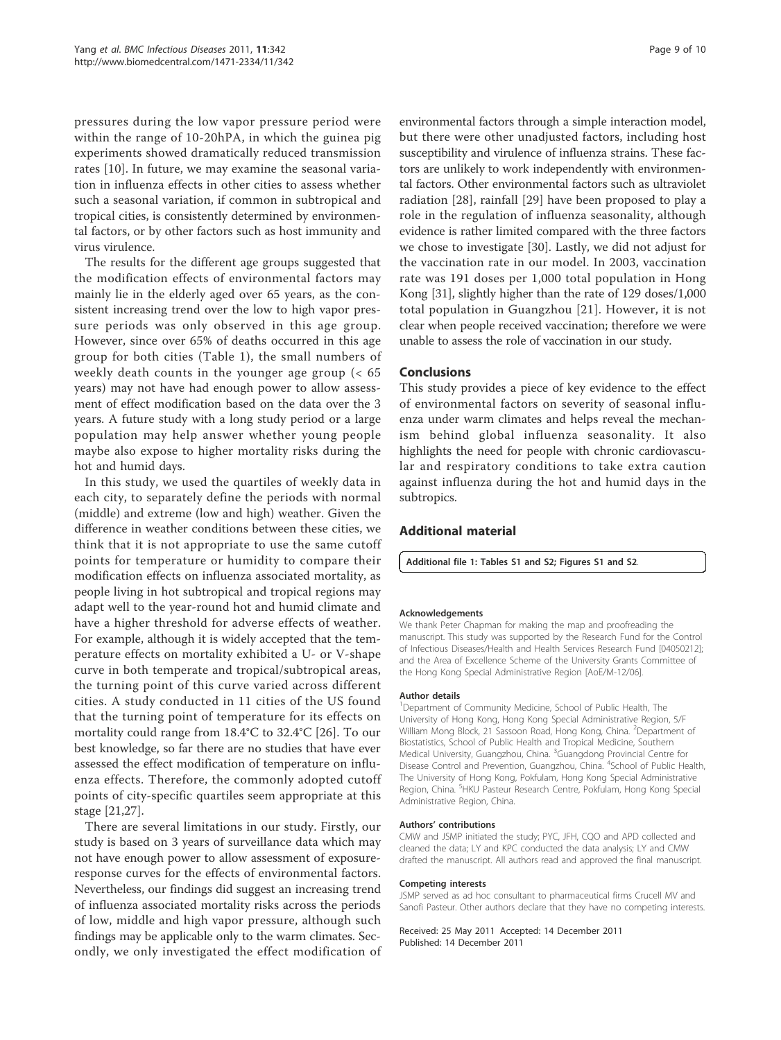pressures during the low vapor pressure period were within the range of 10-20hPA, in which the guinea pig experiments showed dramatically reduced transmission rates [10]. In future, we may examine the seasonal variation in influenza effects in other cities to assess whether such a seasonal variation, if common in subtropical and tropical cities, is consistently determined by environmental factors, or by other factors such as host immunity and virus virulence.

The results for the different age groups suggested that the modification effects of environmental factors may mainly lie in the elderly aged over 65 years, as the consistent increasing trend over the low to high vapor pressure periods was only observed in this age group. However, since over 65% of deaths occurred in this age group for both cities (Table 1), the small numbers of weekly death counts in the younger age group (< 65 years) may not have had enough power to allow assessment of effect modification based on the data over the 3 years. A future study with a long study period or a large population may help answer whether young people maybe also expose to higher mortality risks during the hot and humid days.

In this study, we used the quartiles of weekly data in each city, to separately define the periods with normal (middle) and extreme (low and high) weather. Given the difference in weather conditions between these cities, we think that it is not appropriate to use the same cutoff points for temperature or humidity to compare their modification effects on influenza associated mortality, as people living in hot subtropical and tropical regions may adapt well to the year-round hot and humid climate and have a higher threshold for adverse effects of weather. For example, although it is widely accepted that the temperature effects on mortality exhibited a U- or V-shape curve in both temperate and tropical/subtropical areas, the turning point of this curve varied across different cities. A study conducted in 11 cities of the US found that the turning point of temperature for its effects on mortality could range from 18.4°C to 32.4°C [26]. To our best knowledge, so far there are no studies that have ever assessed the effect modification of temperature on influenza effects. Therefore, the commonly adopted cutoff points of city-specific quartiles seem appropriate at this stage [21,27].

There are several limitations in our study. Firstly, our study is based on 3 years of surveillance data which may not have enough power to allow assessment of exposure-response curves for the effects of environmental factors. Nevertheless, our findings did suggest an increasing trend of influenza associated mortality risks across the periods of low, middle and high vapor pressure, although such findings may be applicable only to the warm climates. Secondly, we only investigated the effect modification of environmental factors through a simple interaction model, but there were other unadjusted factors, including host susceptibility and virulence of influenza strains. These factors are unlikely to work independently with environmental factors. Other environmental factors such as ultraviolet radiation [28], rainfall [29] have been proposed to play a role in the regulation of influenza seasonality, although evidence is rather limited compared with the three factors we chose to investigate [30]. Lastly, we did not adjust for the vaccination rate in our model. In 2003, vaccination rate was 191 doses per 1,000 total population in Hong Kong [31], slightly higher than the rate of 129 doses/1,000 total population in Guangzhou [21]. However, it is not clear when people received vaccination; therefore we were unable to assess the role of vaccination in our study.

## Conclusions

This study provides a piece of key evidence to the effect of environmental factors on severity of seasonal influenza under warm climates and helps reveal the mechanism behind global influenza seasonality. It also highlights the need for people with chronic cardiovascular and respiratory conditions to take extra caution against influenza during the hot and humid days in the subtropics.

## Additional material

**Additional file 1: Tables S1 and S2; Figures S1 and S2**.

#### Acknowledgements

We thank Peter Chapman for making the map and proofreading the manuscript. This study was supported by the Research Fund for the Control of Infectious Diseases/Health and Health Services Research Fund [04050212]; and the Area of Excellence Scheme of the University Grants Committee of the Hong Kong Special Administrative Region [AoE/M-12/06].

#### Author details

[1]Department of Community Medicine, School of Public Health, The University of Hong Kong, Hong Kong Special Administrative Region, 5/F William Mong Block, 21 Sassoon Road, Hong Kong, China. [2]Department of Biostatistics, School of Public Health and Tropical Medicine, Southern Medical University, Guangzhou, China. [3]Guangdong Provincial Centre for Disease Control and Prevention, Guangzhou, China. [4]School of Public Health, The University of Hong Kong, Pokfulam, Hong Kong Special Administrative Region, China. [5]HKU Pasteur Research Centre, Pokfulam, Hong Kong Special Administrative Region, China.

#### Authors' contributions

CMW and JSMP initiated the study; PYC, JFH, CQO and APD collected and cleaned the data; LY and KPC conducted the data analysis; LY and CMW drafted the manuscript. All authors read and approved the final manuscript.

#### Competing interests

JSMP served as ad hoc consultant to pharmaceutical firms Crucell MV and Sanofi Pasteur. Other authors declare that they have no competing interests.

Received: 25 May 2011 Accepted: 14 December 2011
Published: 14 December 2011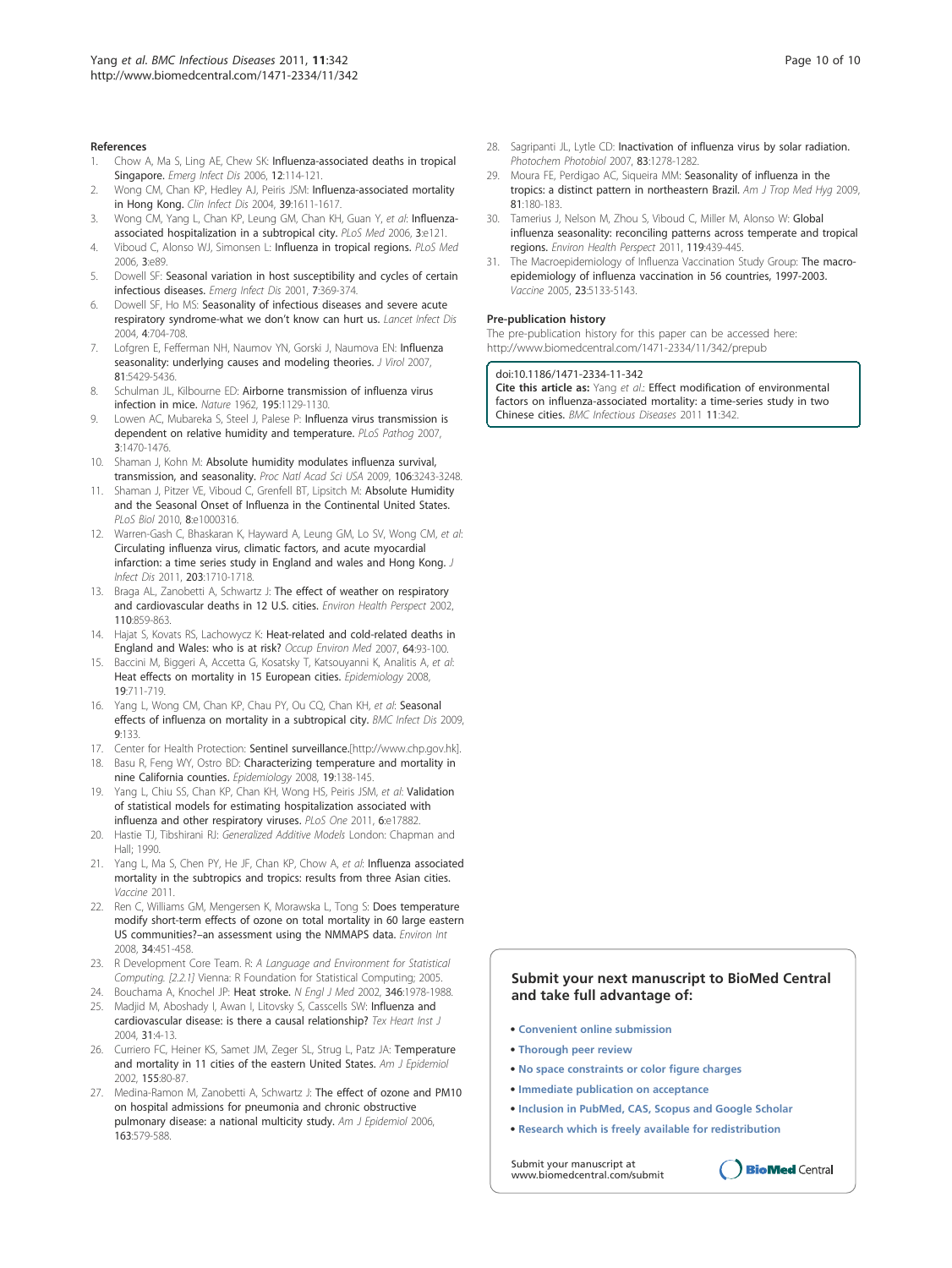## References

1. Chow A, Ma S, Ling AE, Chew SK: **Influenza-associated deaths in tropical Singapore.** *Emerg Infect Dis* 2006, **12**:114-121.
2. Wong CM, Chan KP, Hedley AJ, Peiris JSM: **Influenza-associated mortality in Hong Kong.** *Clin Infect Dis* 2004, **39**:1611-1617.
3. Wong CM, Yang L, Chan KP, Leung GM, Chan KH, Guan Y, *et al*: **Influenza-associated hospitalization in a subtropical city.** *PLoS Med* 2006, **3**:e121.
4. Viboud C, Alonso WJ, Simonsen L: **Influenza in tropical regions.** *PLoS Med* 2006, **3**:e89.
5. Dowell SF: **Seasonal variation in host susceptibility and cycles of certain infectious diseases.** *Emerg Infect Dis* 2001, **7**:369-374.
6. Dowell SF, Ho MS: **Seasonality of infectious diseases and severe acute respiratory syndrome-what we don't know can hurt us.** *Lancet Infect Dis* 2004, **4**:704-708.
7. Lofgren E, Fefferman NH, Naumov YN, Gorski J, Naumova EN: **Influenza seasonality: underlying causes and modeling theories.** *J Virol* 2007, **81**:5429-5436.
8. Schulman JL, Kilbourne ED: **Airborne transmission of influenza virus infection in mice.** *Nature* 1962, **195**:1129-1130.
9. Lowen AC, Mubareka S, Steel J, Palese P: **Influenza virus transmission is dependent on relative humidity and temperature.** *PLoS Pathog* 2007, **3**:1470-1476.
10. Shaman J, Kohn M: **Absolute humidity modulates influenza survival, transmission, and seasonality.** *Proc Natl Acad Sci USA* 2009, **106**:3243-3248.
11. Shaman J, Pitzer VE, Viboud C, Grenfell BT, Lipsitch M: **Absolute Humidity and the Seasonal Onset of Influenza in the Continental United States.** *PLoS Biol* 2010, **8**:e1000316.
12. Warren-Gash C, Bhaskaran K, Hayward A, Leung GM, Lo SV, Wong CM, *et al*: **Circulating influenza virus, climatic factors, and acute myocardial infarction: a time series study in England and wales and Hong Kong.** *J Infect Dis* 2011, **203**:1710-1718.
13. Braga AL, Zanobetti A, Schwartz J: **The effect of weather on respiratory and cardiovascular deaths in 12 U.S. cities.** *Environ Health Perspect* 2002, **110**:859-863.
14. Hajat S, Kovats RS, Lachowycz K: **Heat-related and cold-related deaths in England and Wales: who is at risk?** *Occup Environ Med* 2007, **64**:93-100.
15. Baccini M, Biggeri A, Accetta G, Kosatsky T, Katsouyanni K, Analitis A, *et al*: **Heat effects on mortality in 15 European cities.** *Epidemiology* 2008, **19**:711-719.
16. Yang L, Wong CM, Chan KP, Chau PY, Ou CQ, Chan KH, *et al*: **Seasonal effects of influenza on mortality in a subtropical city.** *BMC Infect Dis* 2009, **9**:133.
17. Center for Health Protection: **Sentinel surveillance.**[http://www.chp.gov.hk].
18. Basu R, Feng WY, Ostro BD: **Characterizing temperature and mortality in nine California counties.** *Epidemiology* 2008, **19**:138-145.
19. Yang L, Chiu SS, Chan KP, Chan KH, Wong HS, Peiris JSM, *et al*: **Validation of statistical models for estimating hospitalization associated with influenza and other respiratory viruses.** *PLoS One* 2011, **6**:e17882.
20. Hastie TJ, Tibshirani RJ: *Generalized Additive Models* London: Chapman and Hall; 1990.
21. Yang L, Ma S, Chen PY, He JF, Chan KP, Chow A, *et al*: **Influenza associated mortality in the subtropics and tropics: results from three Asian cities.** *Vaccine* 2011.
22. Ren C, Williams GM, Mengersen K, Morawska L, Tong S: **Does temperature modify short-term effects of ozone on total mortality in 60 large eastern US communities?–an assessment using the NMMAPS data.** *Environ Int* 2008, **34**:451-458.
23. R Development Core Team. R: *A Language and Environment for Statistical Computing. [2.2.1]* Vienna: R Foundation for Statistical Computing; 2005.
24. Bouchama A, Knochel JP: **Heat stroke.** *N Engl J Med* 2002, **346**:1978-1988.
25. Madjid M, Aboshady I, Awan I, Litovsky S, Casscells SW: **Influenza and cardiovascular disease: is there a causal relationship?** *Tex Heart Inst J* 2004, **31**:4-13.
26. Curriero FC, Heiner KS, Samet JM, Zeger SL, Strug L, Patz JA: **Temperature and mortality in 11 cities of the eastern United States.** *Am J Epidemiol* 2002, **155**:80-87.
27. Medina-Ramon M, Zanobetti A, Schwartz J: **The effect of ozone and PM10 on hospital admissions for pneumonia and chronic obstructive pulmonary disease: a national multicity study.** *Am J Epidemiol* 2006, **163**:579-588.
28. Sagripanti JL, Lytle CD: **Inactivation of influenza virus by solar radiation.** *Photochem Photobiol* 2007, **83**:1278-1282.
29. Moura FE, Perdigao AC, Siqueira MM: **Seasonality of influenza in the tropics: a distinct pattern in northeastern Brazil.** *Am J Trop Med Hyg* 2009, **81**:180-183.
30. Tamerius J, Nelson M, Zhou S, Viboud C, Miller M, Alonso W: **Global influenza seasonality: reconciling patterns across temperate and tropical regions.** *Environ Health Perspect* 2011, **119**:439-445.
31. The Macroepidemiology of Influenza Vaccination Study Group: **The macroepidemiology of influenza vaccination in 56 countries, 1997-2003.** *Vaccine* 2005, **23**:5133-5143.

### Pre-publication history

The pre-publication history for this paper can be accessed here:
http://www.biomedcentral.com/1471-2334/11/342/prepub

doi:10.1186/1471-2334-11-342

**Cite this article as:** Yang *et al.*: Effect modification of environmental factors on influenza-associated mortality: a time-series study in two Chinese cities. *BMC Infectious Diseases* 2011 **11**:342.

**Submit your next manuscript to BioMed Central and take full advantage of:**

- **Convenient online submission**
- **Thorough peer review**
- **No space constraints or color figure charges**
- **Immediate publication on acceptance**
- **Inclusion in PubMed, CAS, Scopus and Google Scholar**
- **Research which is freely available for redistribution**

Submit your manuscript at
www.biomedcentral.com/submit

BioMed Central